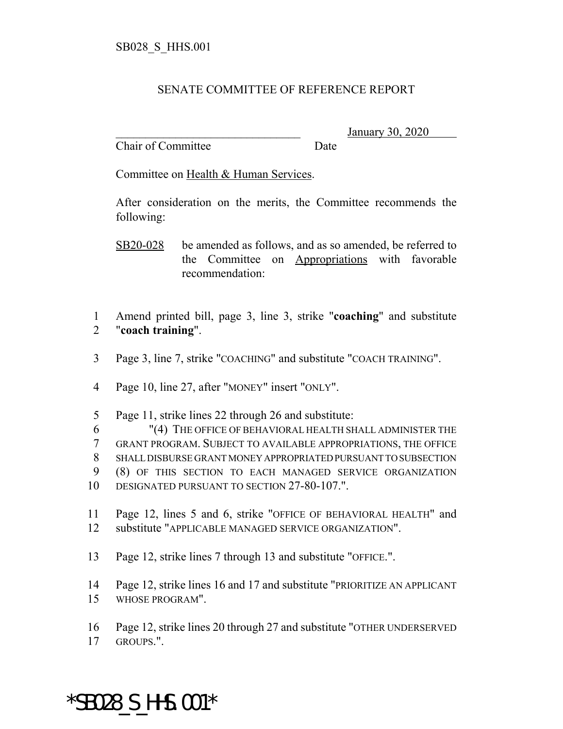SB028_S_HHS.001

SENATE COMMITTEE OF REFERENCE REPORT

\_\_\_\_\_\_\_\_\_\_\_\_\_\_\_\_\_\_\_\_\_\_\_\_\_\_\_\_\_\_\_\_ January 30, 2020
Chair of Committee Date

Committee on Health & Human Services.

After consideration on the merits, the Committee recommends the following:

SB20-028 be amended as follows, and as so amended, be referred to the Committee on Appropriations with favorable recommendation:

1 Amend printed bill, page 3, line 3, strike "**coaching**" and substitute
2 "**coach training**".

3 Page 3, line 7, strike "COACHING" and substitute "COACH TRAINING".

4 Page 10, line 27, after "MONEY" insert "ONLY".

5 Page 11, strike lines 22 through 26 and substitute:
6 "(4) THE OFFICE OF BEHAVIORAL HEALTH SHALL ADMINISTER THE
7 GRANT PROGRAM. SUBJECT TO AVAILABLE APPROPRIATIONS, THE OFFICE
8 SHALL DISBURSE GRANT MONEY APPROPRIATED PURSUANT TO SUBSECTION
9 (8) OF THIS SECTION TO EACH MANAGED SERVICE ORGANIZATION
10 DESIGNATED PURSUANT TO SECTION 27-80-107.".

11 Page 12, lines 5 and 6, strike "OFFICE OF BEHAVIORAL HEALTH" and
12 substitute "APPLICABLE MANAGED SERVICE ORGANIZATION".

13 Page 12, strike lines 7 through 13 and substitute "OFFICE.".

14 Page 12, strike lines 16 and 17 and substitute "PRIORITIZE AN APPLICANT
15 WHOSE PROGRAM".

16 Page 12, strike lines 20 through 27 and substitute "OTHER UNDERSERVED
17 GROUPS.".

*SB028_S_HHS.001*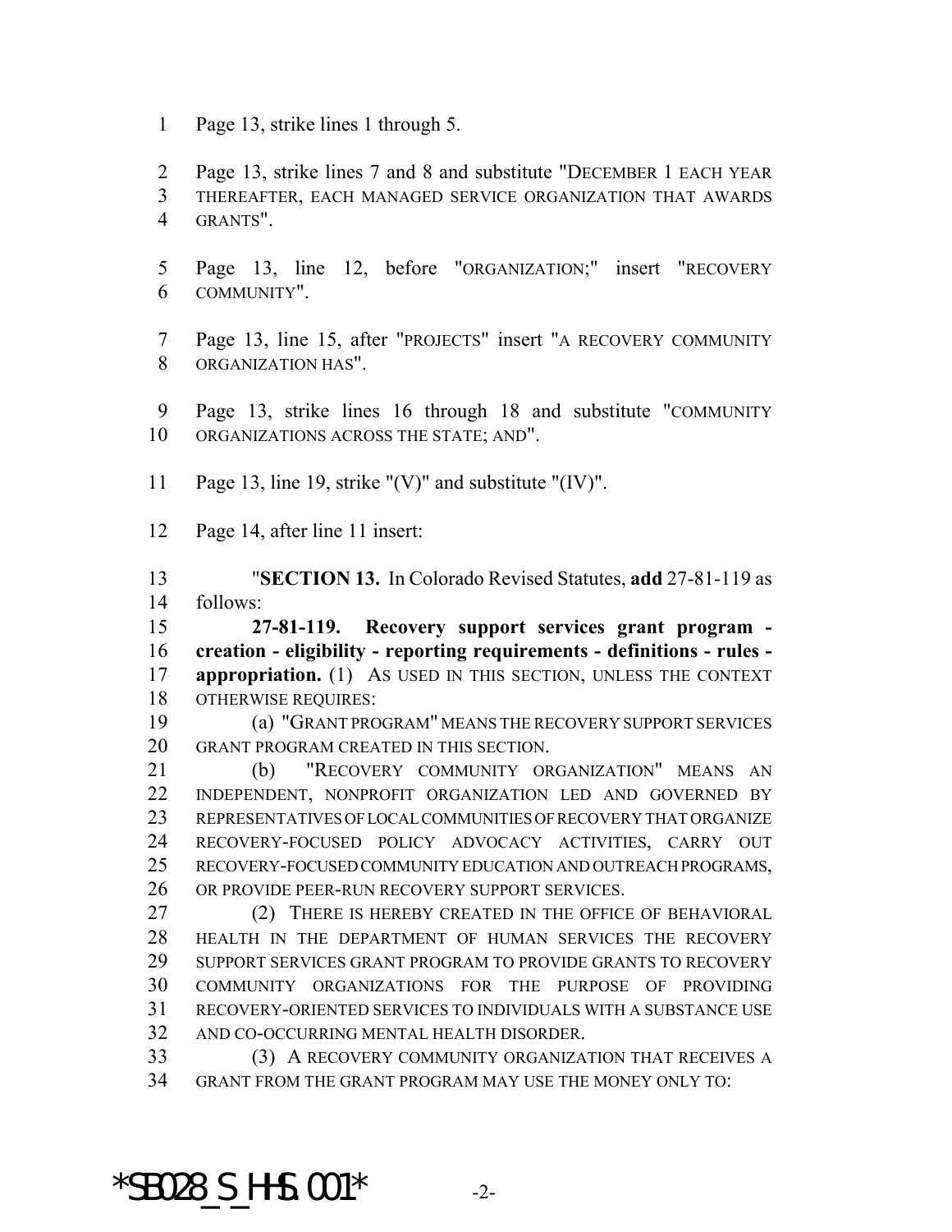Page 13, strike lines 1 through 5.

Page 13, strike lines 7 and 8 and substitute "DECEMBER 1 EACH YEAR THEREAFTER, EACH MANAGED SERVICE ORGANIZATION THAT AWARDS GRANTS".

Page 13, line 12, before "ORGANIZATION;" insert "RECOVERY COMMUNITY".

Page 13, line 15, after "PROJECTS" insert "A RECOVERY COMMUNITY ORGANIZATION HAS".

Page 13, strike lines 16 through 18 and substitute "COMMUNITY ORGANIZATIONS ACROSS THE STATE; AND".

Page 13, line 19, strike "(V)" and substitute "(IV)".

Page 14, after line 11 insert:

"**SECTION 13.** In Colorado Revised Statutes, **add** 27-81-119 as follows:

**27-81-119. Recovery support services grant program - creation - eligibility - reporting requirements - definitions - rules - appropriation.** (1) AS USED IN THIS SECTION, UNLESS THE CONTEXT OTHERWISE REQUIRES:

(a) "GRANT PROGRAM" MEANS THE RECOVERY SUPPORT SERVICES GRANT PROGRAM CREATED IN THIS SECTION.

(b) "RECOVERY COMMUNITY ORGANIZATION" MEANS AN INDEPENDENT, NONPROFIT ORGANIZATION LED AND GOVERNED BY REPRESENTATIVES OF LOCAL COMMUNITIES OF RECOVERY THAT ORGANIZE RECOVERY-FOCUSED POLICY ADVOCACY ACTIVITIES, CARRY OUT RECOVERY-FOCUSED COMMUNITY EDUCATION AND OUTREACH PROGRAMS, OR PROVIDE PEER-RUN RECOVERY SUPPORT SERVICES.

(2) THERE IS HEREBY CREATED IN THE OFFICE OF BEHAVIORAL HEALTH IN THE DEPARTMENT OF HUMAN SERVICES THE RECOVERY SUPPORT SERVICES GRANT PROGRAM TO PROVIDE GRANTS TO RECOVERY COMMUNITY ORGANIZATIONS FOR THE PURPOSE OF PROVIDING RECOVERY-ORIENTED SERVICES TO INDIVIDUALS WITH A SUBSTANCE USE AND CO-OCCURRING MENTAL HEALTH DISORDER.

(3) A RECOVERY COMMUNITY ORGANIZATION THAT RECEIVES A GRANT FROM THE GRANT PROGRAM MAY USE THE MONEY ONLY TO: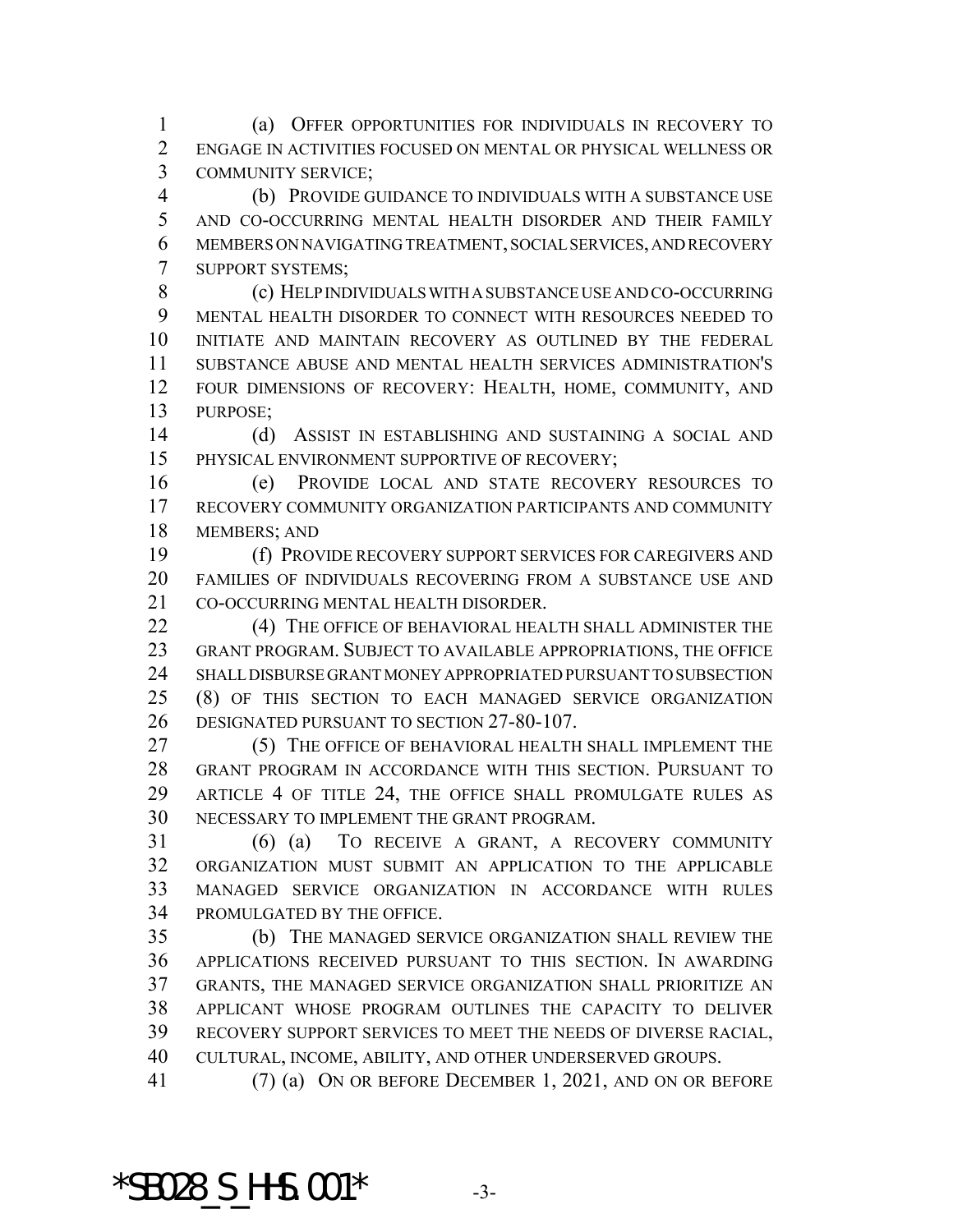(a) OFFER OPPORTUNITIES FOR INDIVIDUALS IN RECOVERY TO ENGAGE IN ACTIVITIES FOCUSED ON MENTAL OR PHYSICAL WELLNESS OR COMMUNITY SERVICE;

(b) PROVIDE GUIDANCE TO INDIVIDUALS WITH A SUBSTANCE USE AND CO-OCCURRING MENTAL HEALTH DISORDER AND THEIR FAMILY MEMBERS ON NAVIGATING TREATMENT, SOCIAL SERVICES, AND RECOVERY SUPPORT SYSTEMS;

(c) HELP INDIVIDUALS WITH A SUBSTANCE USE AND CO-OCCURRING MENTAL HEALTH DISORDER TO CONNECT WITH RESOURCES NEEDED TO INITIATE AND MAINTAIN RECOVERY AS OUTLINED BY THE FEDERAL SUBSTANCE ABUSE AND MENTAL HEALTH SERVICES ADMINISTRATION'S FOUR DIMENSIONS OF RECOVERY: HEALTH, HOME, COMMUNITY, AND PURPOSE;

(d) ASSIST IN ESTABLISHING AND SUSTAINING A SOCIAL AND PHYSICAL ENVIRONMENT SUPPORTIVE OF RECOVERY;

(e) PROVIDE LOCAL AND STATE RECOVERY RESOURCES TO RECOVERY COMMUNITY ORGANIZATION PARTICIPANTS AND COMMUNITY MEMBERS; AND

(f) PROVIDE RECOVERY SUPPORT SERVICES FOR CAREGIVERS AND FAMILIES OF INDIVIDUALS RECOVERING FROM A SUBSTANCE USE AND CO-OCCURRING MENTAL HEALTH DISORDER.

(4) THE OFFICE OF BEHAVIORAL HEALTH SHALL ADMINISTER THE GRANT PROGRAM. SUBJECT TO AVAILABLE APPROPRIATIONS, THE OFFICE SHALL DISBURSE GRANT MONEY APPROPRIATED PURSUANT TO SUBSECTION (8) OF THIS SECTION TO EACH MANAGED SERVICE ORGANIZATION DESIGNATED PURSUANT TO SECTION 27-80-107.

(5) THE OFFICE OF BEHAVIORAL HEALTH SHALL IMPLEMENT THE GRANT PROGRAM IN ACCORDANCE WITH THIS SECTION. PURSUANT TO ARTICLE 4 OF TITLE 24, THE OFFICE SHALL PROMULGATE RULES AS NECESSARY TO IMPLEMENT THE GRANT PROGRAM.

(6) (a) TO RECEIVE A GRANT, A RECOVERY COMMUNITY ORGANIZATION MUST SUBMIT AN APPLICATION TO THE APPLICABLE MANAGED SERVICE ORGANIZATION IN ACCORDANCE WITH RULES PROMULGATED BY THE OFFICE.

(b) THE MANAGED SERVICE ORGANIZATION SHALL REVIEW THE APPLICATIONS RECEIVED PURSUANT TO THIS SECTION. IN AWARDING GRANTS, THE MANAGED SERVICE ORGANIZATION SHALL PRIORITIZE AN APPLICANT WHOSE PROGRAM OUTLINES THE CAPACITY TO DELIVER RECOVERY SUPPORT SERVICES TO MEET THE NEEDS OF DIVERSE RACIAL, CULTURAL, INCOME, ABILITY, AND OTHER UNDERSERVED GROUPS.

(7) (a) ON OR BEFORE DECEMBER 1, 2021, AND ON OR BEFORE

*SB028_S_HHS.001*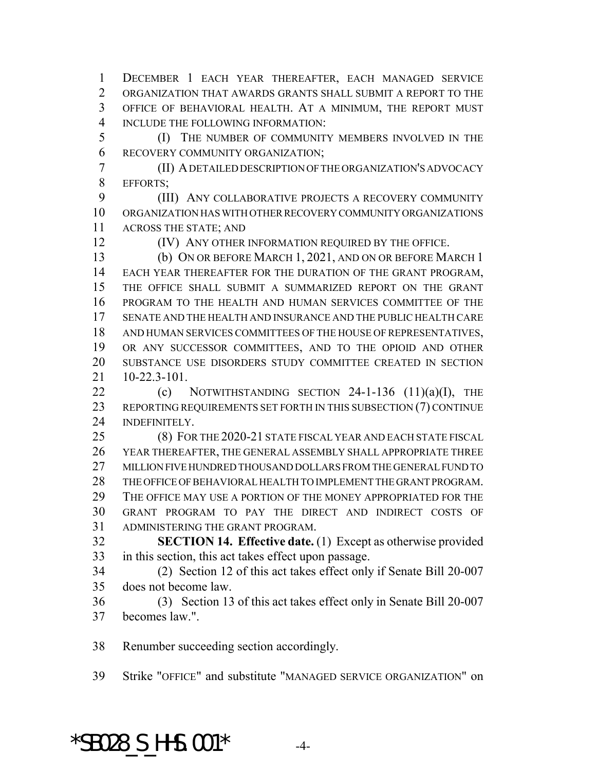DECEMBER 1 EACH YEAR THEREAFTER, EACH MANAGED SERVICE ORGANIZATION THAT AWARDS GRANTS SHALL SUBMIT A REPORT TO THE OFFICE OF BEHAVIORAL HEALTH. AT A MINIMUM, THE REPORT MUST INCLUDE THE FOLLOWING INFORMATION:

(I) THE NUMBER OF COMMUNITY MEMBERS INVOLVED IN THE RECOVERY COMMUNITY ORGANIZATION;

(II) A DETAILED DESCRIPTION OF THE ORGANIZATION'S ADVOCACY EFFORTS;

(III) ANY COLLABORATIVE PROJECTS A RECOVERY COMMUNITY ORGANIZATION HAS WITH OTHER RECOVERY COMMUNITY ORGANIZATIONS ACROSS THE STATE; AND

(IV) ANY OTHER INFORMATION REQUIRED BY THE OFFICE.

(b) ON OR BEFORE MARCH 1, 2021, AND ON OR BEFORE MARCH 1 EACH YEAR THEREAFTER FOR THE DURATION OF THE GRANT PROGRAM, THE OFFICE SHALL SUBMIT A SUMMARIZED REPORT ON THE GRANT PROGRAM TO THE HEALTH AND HUMAN SERVICES COMMITTEE OF THE SENATE AND THE HEALTH AND INSURANCE AND THE PUBLIC HEALTH CARE AND HUMAN SERVICES COMMITTEES OF THE HOUSE OF REPRESENTATIVES, OR ANY SUCCESSOR COMMITTEES, AND TO THE OPIOID AND OTHER SUBSTANCE USE DISORDERS STUDY COMMITTEE CREATED IN SECTION 10-22.3-101.

(c) NOTWITHSTANDING SECTION 24-1-136 (11)(a)(I), THE REPORTING REQUIREMENTS SET FORTH IN THIS SUBSECTION (7) CONTINUE INDEFINITELY.

(8) FOR THE 2020-21 STATE FISCAL YEAR AND EACH STATE FISCAL YEAR THEREAFTER, THE GENERAL ASSEMBLY SHALL APPROPRIATE THREE MILLION FIVE HUNDRED THOUSAND DOLLARS FROM THE GENERAL FUND TO THE OFFICE OF BEHAVIORAL HEALTH TO IMPLEMENT THE GRANT PROGRAM. THE OFFICE MAY USE A PORTION OF THE MONEY APPROPRIATED FOR THE GRANT PROGRAM TO PAY THE DIRECT AND INDIRECT COSTS OF ADMINISTERING THE GRANT PROGRAM.

**SECTION 14. Effective date.** (1) Except as otherwise provided in this section, this act takes effect upon passage.

(2) Section 12 of this act takes effect only if Senate Bill 20-007 does not become law.

(3) Section 13 of this act takes effect only in Senate Bill 20-007 becomes law.".

Renumber succeeding section accordingly.

Strike "OFFICE" and substitute "MANAGED SERVICE ORGANIZATION" on

*SB028_S_HHS.001*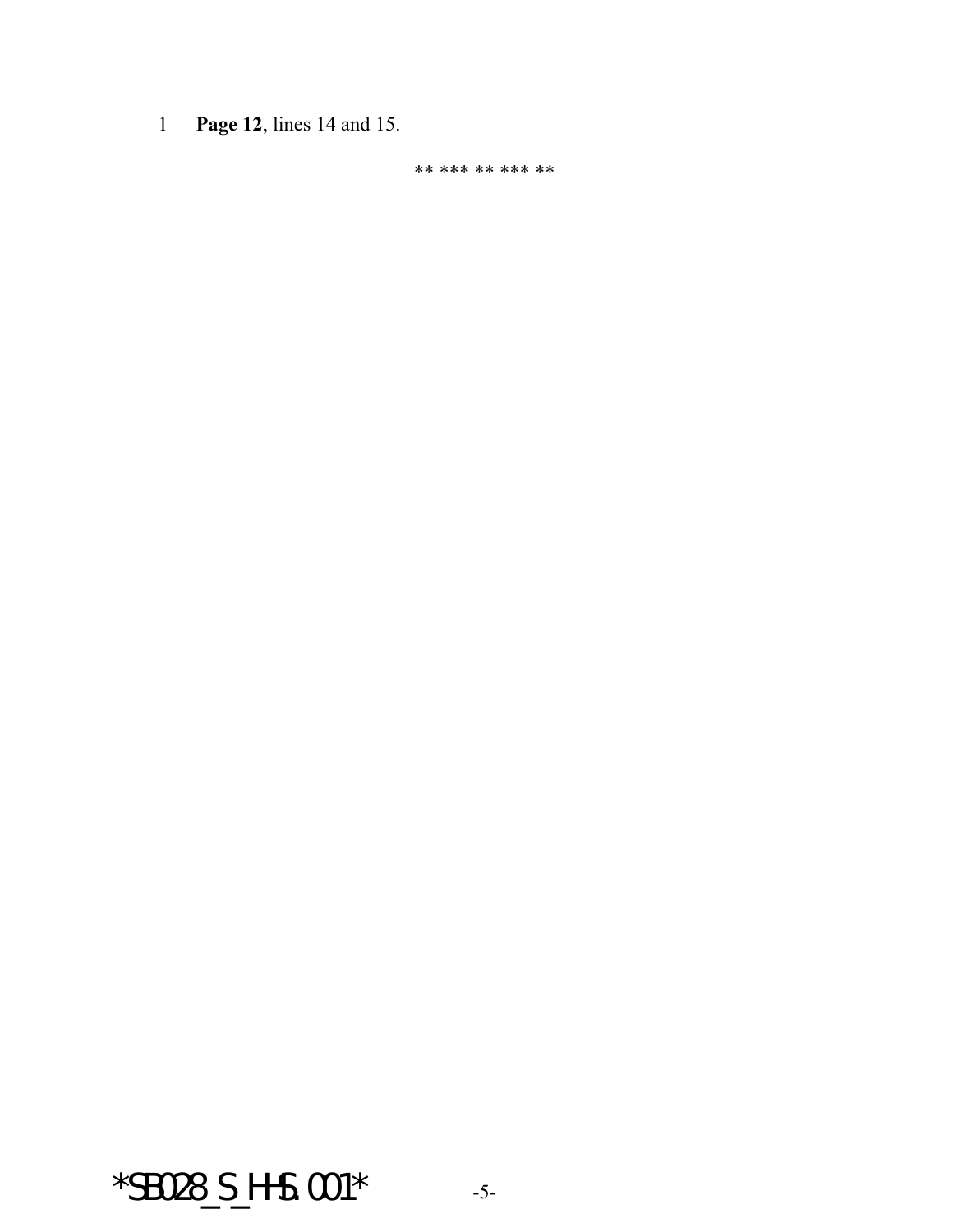1 **Page 12**, lines 14 and 15.

** *** ** *** **

*SB028_S_HHS.001*